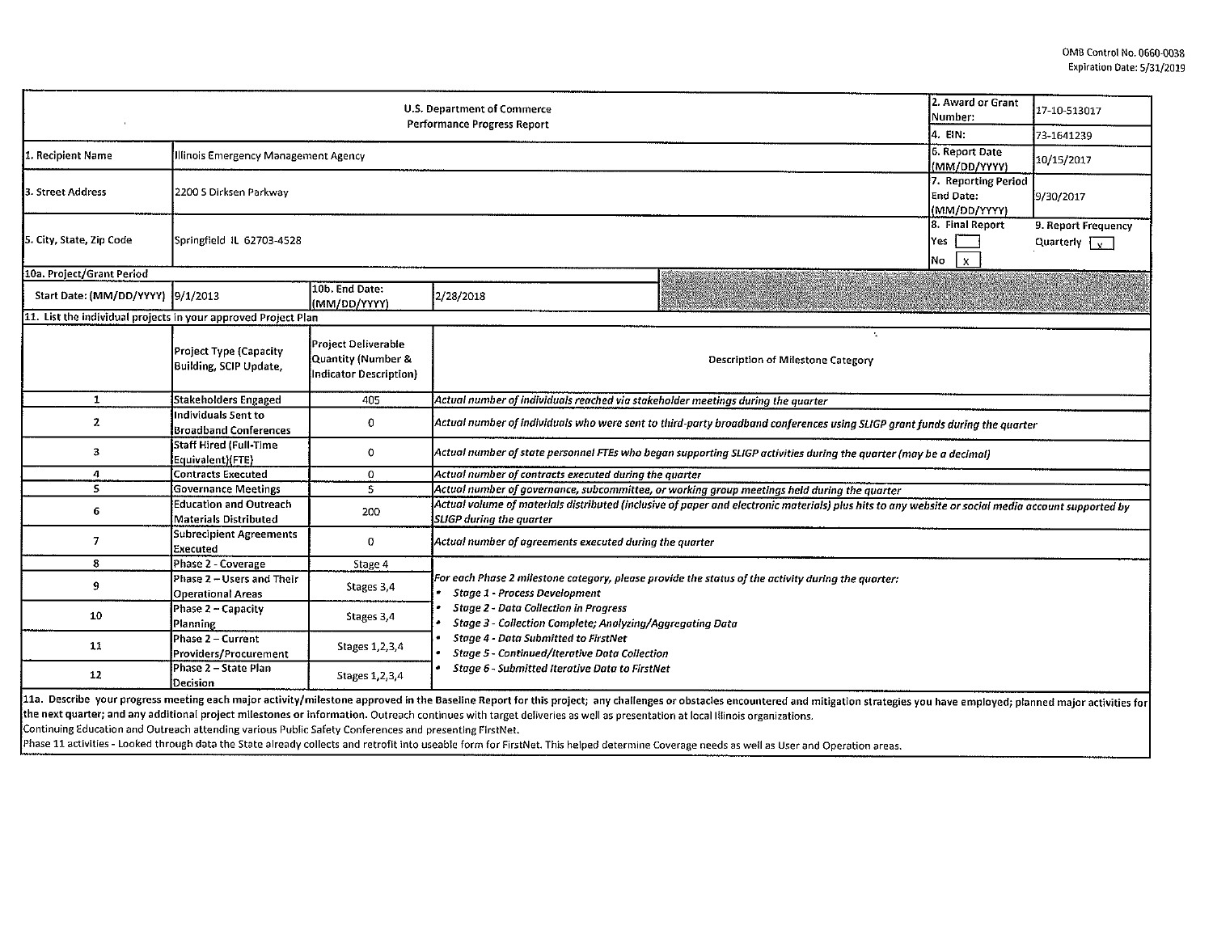OMB Control No. 0660-0038
Expiration Date: 5/31/2019

| U.S. Department of Commerce Performance Progress Report | | 2. Award or Grant Number: | 17-10-513017 |
|---|---|---|---|
| | | 4. EIN: | 73-1641239 |
| 1. Recipient Name | Illinois Emergency Management Agency | 6. Report Date (MM/DD/YYYY) | 10/15/2017 |
| 3. Street Address | 2200 S Dirksen Parkway | 7. Reporting Period End Date: (MM/DD/YYYY) | 9/30/2017 |
| 5. City, State, Zip Code | Springfield IL 62703-4528 | 8. Final Report Yes [ ] No [X] | 9. Report Frequency Quarterly [X] |

| 10a. Project/Grant Period | | | |
|---|---|---|---|
| Start Date: (MM/DD/YYYY) | 9/1/2013 | 10b. End Date: (MM/DD/YYYY) | 2/28/2018 |

**11. List the individual projects in your approved Project Plan**

| | Project Type (Capacity Building, SCIP Update, | Project Deliverable Quantity (Number & Indicator Description) | Description of Milestone Category |
|---|---|---|---|
| 1 | Stakeholders Engaged | 405 | *Actual number of individuals reached via stakeholder meetings during the quarter* |
| 2 | Individuals Sent to Broadband Conferences | 0 | *Actual number of individuals who were sent to third-party broadband conferences using SLIGP grant funds during the quarter* |
| 3 | Staff Hired (Full-Time Equivalent)(FTE) | 0 | *Actual number of state personnel FTEs who began supporting SLIGP activities during the quarter (may be a decimal)* |
| 4 | Contracts Executed | 0 | *Actual number of contracts executed during the quarter* |
| 5 | Governance Meetings | 5 | *Actual number of governance, subcommittee, or working group meetings held during the quarter* |
| 6 | Education and Outreach Materials Distributed | 200 | *Actual volume of materials distributed (inclusive of paper and electronic materials) plus hits to any website or social media account supported by SLIGP during the quarter* |
| 7 | Subrecipient Agreements Executed | 0 | *Actual number of agreements executed during the quarter* |
| 8 | Phase 2 - Coverage | Stage 4 | *For each Phase 2 milestone category, please provide the status of the activity during the quarter:* <br> • *Stage 1 - Process Development* <br> • *Stage 2 - Data Collection in Progress* <br> • *Stage 3 - Collection Complete; Analyzing/Aggregating Data* <br> • *Stage 4 - Data Submitted to FirstNet* <br> • *Stage 5 - Continued/Iterative Data Collection* <br> • *Stage 6 - Submitted Iterative Data to FirstNet* |
| 9 | Phase 2 – Users and Their Operational Areas | Stages 3,4 | |
| 10 | Phase 2 – Capacity Planning | Stages 3,4 | |
| 11 | Phase 2 – Current Providers/Procurement | Stages 1,2,3,4 | |
| 12 | Phase 2 – State Plan Decision | Stages 1,2,3,4 | |

11a. Describe your progress meeting each major activity/milestone approved in the Baseline Report for this project; any challenges or obstacles encountered and mitigation strategies you have employed; planned major activities for the next quarter; and any additional project milestones or information. Outreach continues with target deliveries as well as presentation at local Illinois organizations.

Continuing Education and Outreach attending various Public Safety Conferences and presenting FirstNet.

Phase 11 activities - Looked through data the State already collects and retrofit into useable form for FirstNet. This helped determine Coverage needs as well as User and Operation areas.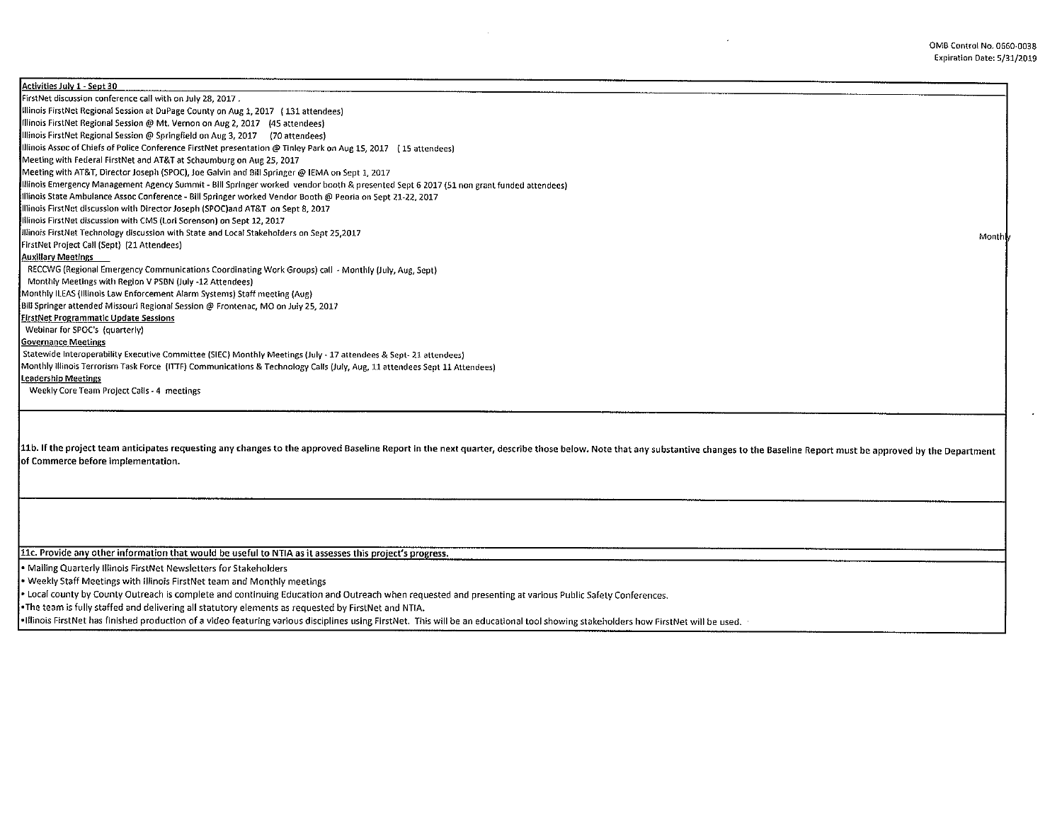**Activities July 1 - Sept 30**

FirstNet discussion conference call with on July 28, 2017 .

Illinois FirstNet Regional Session at DuPage County on Aug 1, 2017 (131 attendees)

Illinois FirstNet Regional Session @ Mt. Vernon on Aug 2, 2017 (45 attendees)

Illinois FirstNet Regional Session @ Springfield on Aug 3, 2017 (70 attendees)

Illinois Assoc of Chiefs of Police Conference FirstNet presentation @ Tinley Park on Aug 15, 2017 (15 attendees)

Meeting with Federal FirstNet and AT&T at Schaumburg on Aug 25, 2017

Meeting with AT&T, Director Joseph (SPOC), Joe Galvin and Bill Springer @ IEMA on Sept 1, 2017

Illinois Emergency Management Agency Summit - Bill Springer worked vendor booth & presented Sept 6 2017 (51 non grant funded attendees)

Illinois State Ambulance Assoc Conference - Bill Springer worked Vendor Booth @ Peoria on Sept 21-22, 2017

Illinois FirstNet discussion with Director Joseph (SPOC)and AT&T on Sept 8, 2017

Illinois FirstNet discussion with CMS (Lori Sorenson) on Sept 12, 2017

Illinois FirstNet Technology discussion with State and Local Stakeholders on Sept 25,2017

FirstNet Project Call (Sept) (21 Attendees) Monthly

**Auxiliary Meetings**

RECCWG (Regional Emergency Communications Coordinating Work Groups) call - Monthly (July, Aug, Sept)

Monthly Meetings with Region V PSBN (July -12 Attendees)

Monthly ILEAS (Illinois Law Enforcement Alarm Systems) Staff meeting (Aug)

Bill Springer attended Missouri Regional Session @ Frontenac, MO on July 25, 2017

**FirstNet Programmatic Update Sessions**

Webinar for SPOC's (quarterly)

**Governance Meetings**

Statewide Interoperability Executive Committee (SIEC) Monthly Meetings (July - 17 attendees & Sept- 21 attendees)

Monthly Illinois Terrorism Task Force (ITTF) Communications & Technology Calls (July, Aug, 11 attendees Sept 11 Attendees)

**Leadership Meetings**

Weekly Core Team Project Calls - 4 meetings

**11b. If the project team anticipates requesting any changes to the approved Baseline Report in the next quarter, describe those below. Note that any substantive changes to the Baseline Report must be approved by the Department of Commerce before implementation.**

**11c. Provide any other information that would be useful to NTIA as it assesses this project's progress.**

- Mailing Quarterly Illinois FirstNet Newsletters for Stakeholders
- Weekly Staff Meetings with Illinois FirstNet team and Monthly meetings
- Local county by County Outreach is complete and continuing Education and Outreach when requested and presenting at various Public Safety Conferences.
- The team is fully staffed and delivering all statutory elements as requested by FirstNet and NTIA.
- Illinois FirstNet has finished production of a video featuring various disciplines using FirstNet. This will be an educational tool showing stakeholders how FirstNet will be used.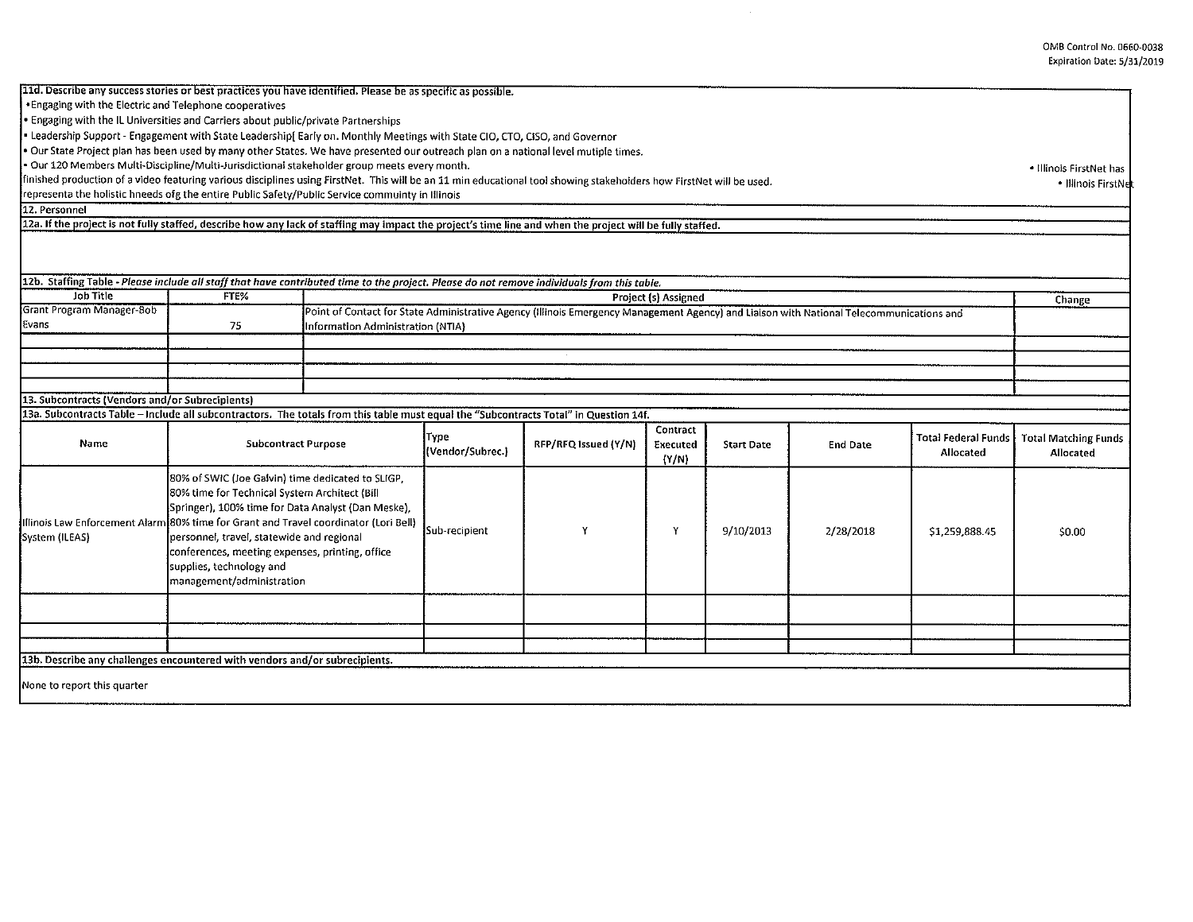**11d. Describe any success stories or best practices you have identified. Please be as specific as possible.**

- Engaging with the Electric and Telephone cooperatives
- Engaging with the IL Universities and Carriers about public/private Partnerships
- Leadership Support - Engagement with State Leadership[ Early on. Monthly Meetings with State CIO, CTO, CISO, and Governor
- Our State Project plan has been used by many other States. We have presented our outreach plan on a national level mutiple times.
- Our 120 Members Multi-Discipline/Multi-Jurisdictional stakeholder group meets every month. • Illinois FirstNet has finished production of a video featuring various disciplines using FirstNet. This will be an 11 min educational tool showing stakeholders how FirstNet will be used. • Illinois FirstNet representa the holistic hneeds ofg the entire Public Safety/Public Service commuinty in Illinois

## 12. Personnel

**12a. If the project is not fully staffed, describe how any lack of staffing may impact the project's time line and when the project will be fully staffed.**

**12b. Staffing Table** - *Please include all staff that have contributed time to the project. Please do not remove individuals from this table.*

| Job Title | FTE% | Project (s) Assigned | Change |
|---|---|---|---|
| Grant Program Manager-Bob Evans | 75 | Point of Contact for State Administrative Agency (Illinois Emergency Management Agency) and Liaison with National Telecommunications and Information Administration (NTIA) | |
| | | | |
| | | | |
| | | | |
| | | | |

## 13. Subcontracts (Vendors and/or Subrecipients)

**13a. Subcontracts Table** – Include all subcontractors. The totals from this table must equal the "Subcontracts Total" in Question 14f.

| Name | Subcontract Purpose | Type (Vendor/Subrec.) | RFP/RFQ Issued (Y/N) | Contract Executed (Y/N) | Start Date | End Date | Total Federal Funds Allocated | Total Matching Funds Allocated |
|---|---|---|---|---|---|---|---|---|
| Illinois Law Enforcement Alarm System (ILEAS) | 80% of SWIC (Joe Galvin) time dedicated to SLIGP, 80% time for Technical System Architect (Bill Springer), 100% time for Data Analyst (Dan Meske), 80% time for Grant and Travel coordinator (Lori Bell) personnel, travel, statewide and regional conferences, meeting expenses, printing, office supplies, technology and management/administration | Sub-recipient | Y | Y | 9/10/2013 | 2/28/2018 | $1,259,888.45 | $0.00 |
| | | | | | | | | |
| | | | | | | | | |
| | | | | | | | | |

**13b. Describe any challenges encountered with vendors and/or subrecipients.**

None to report this quarter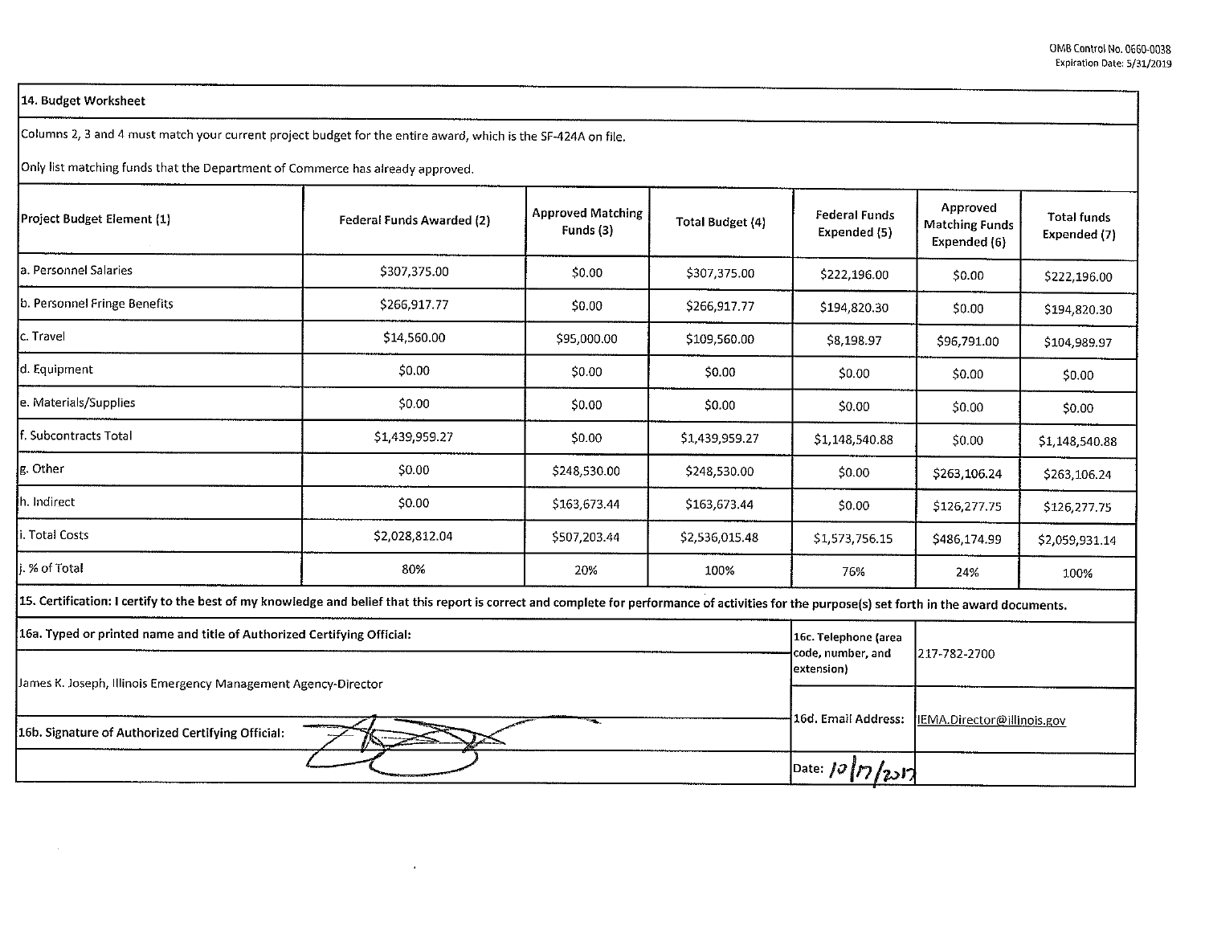OMB Control No. 0660-0038
Expiration Date: 5/31/2019

**14. Budget Worksheet**

Columns 2, 3 and 4 must match your current project budget for the entire award, which is the SF-424A on file.

Only list matching funds that the Department of Commerce has already approved.

| Project Budget Element (1) | Federal Funds Awarded (2) | Approved Matching Funds (3) | Total Budget (4) | Federal Funds Expended (5) | Approved Matching Funds Expended (6) | Total funds Expended (7) |
|---|---|---|---|---|---|---|
| a. Personnel Salaries | $307,375.00 | $0.00 | $307,375.00 | $222,196.00 | $0.00 | $222,196.00 |
| b. Personnel Fringe Benefits | $266,917.77 | $0.00 | $266,917.77 | $194,820.30 | $0.00 | $194,820.30 |
| c. Travel | $14,560.00 | $95,000.00 | $109,560.00 | $8,198.97 | $96,791.00 | $104,989.97 |
| d. Equipment | $0.00 | $0.00 | $0.00 | $0.00 | $0.00 | $0.00 |
| e. Materials/Supplies | $0.00 | $0.00 | $0.00 | $0.00 | $0.00 | $0.00 |
| f. Subcontracts Total | $1,439,959.27 | $0.00 | $1,439,959.27 | $1,148,540.88 | $0.00 | $1,148,540.88 |
| g. Other | $0.00 | $248,530.00 | $248,530.00 | $0.00 | $263,106.24 | $263,106.24 |
| h. Indirect | $0.00 | $163,673.44 | $163,673.44 | $0.00 | $126,277.75 | $126,277.75 |
| i. Total Costs | $2,028,812.04 | $507,203.44 | $2,536,015.48 | $1,573,756.15 | $486,174.99 | $2,059,931.14 |
| j. % of Total | 80% | 20% | 100% | 76% | 24% | 100% |

**15. Certification: I certify to the best of my knowledge and belief that this report is correct and complete for performance of activities for the purpose(s) set forth in the award documents.**

| | |
|---|---|
| **16a. Typed or printed name and title of Authorized Certifying Official:** James K. Joseph, Illinois Emergency Management Agency-Director | **16c. Telephone (area code, number, and extension)** 217-782-2700 |
| **16b. Signature of Authorized Certifying Official:** [signature] | **16d. Email Address:** IEMA.Director@illinois.gov |
| | Date: 10/17/2017 |